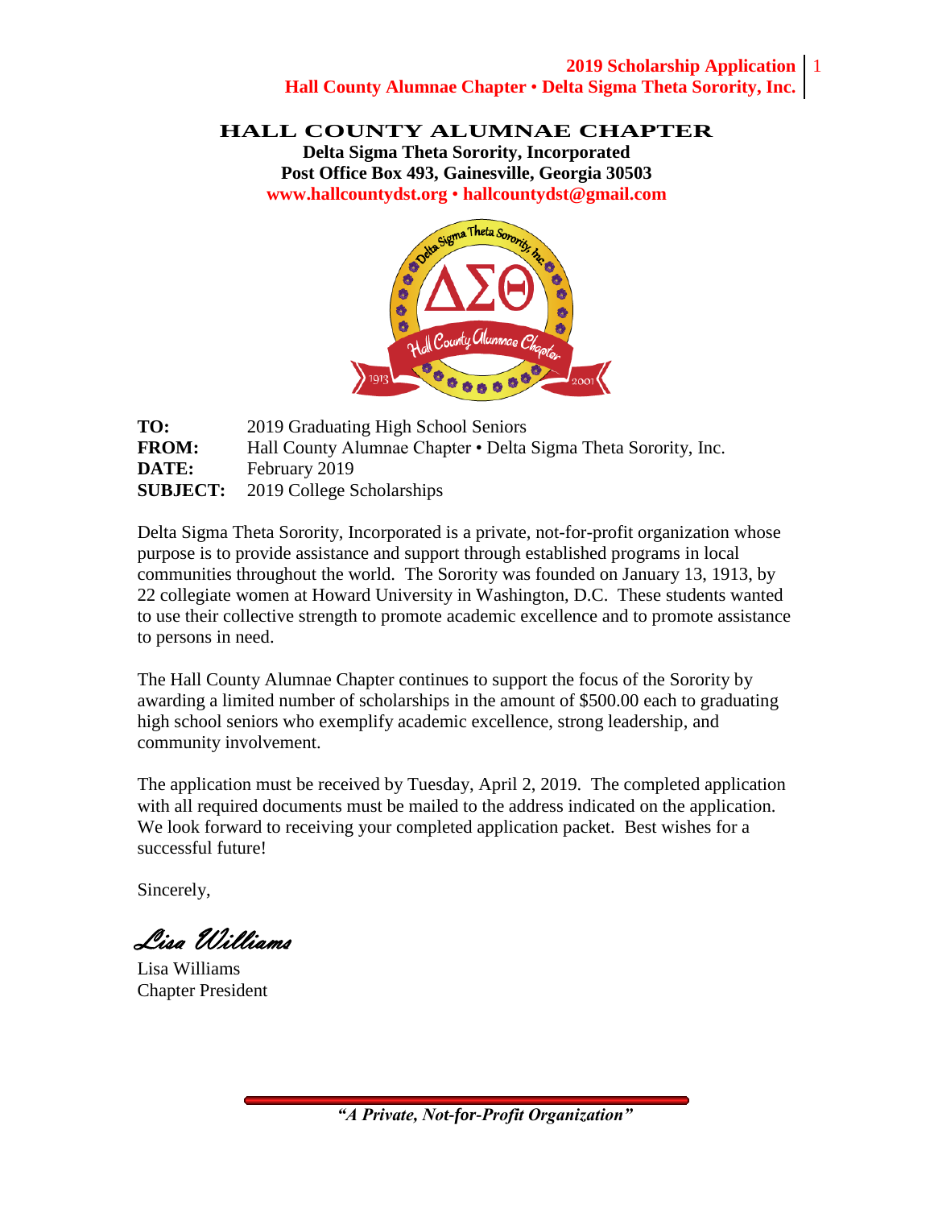# HALL COUNTY ALUMNAE CHAPTER

**Delta Sigma Theta Sorority, Incorporated**
**Post Office Box 493, Gainesville, Georgia 30503**
**www.hallcountydst.org • hallcountydst@gmail.com**

**TO:** 2019 Graduating High School Seniors
**FROM:** Hall County Alumnae Chapter • Delta Sigma Theta Sorority, Inc.
**DATE:** February 2019
**SUBJECT:** 2019 College Scholarships

Delta Sigma Theta Sorority, Incorporated is a private, not-for-profit organization whose purpose is to provide assistance and support through established programs in local communities throughout the world. The Sorority was founded on January 13, 1913, by 22 collegiate women at Howard University in Washington, D.C. These students wanted to use their collective strength to promote academic excellence and to promote assistance to persons in need.

The Hall County Alumnae Chapter continues to support the focus of the Sorority by awarding a limited number of scholarships in the amount of $500.00 each to graduating high school seniors who exemplify academic excellence, strong leadership, and community involvement.

The application must be received by Tuesday, April 2, 2019. The completed application with all required documents must be mailed to the address indicated on the application. We look forward to receiving your completed application packet. Best wishes for a successful future!

Sincerely,

*Lisa Williams*

Lisa Williams
Chapter President

***"A Private, Not-for-Profit Organization"***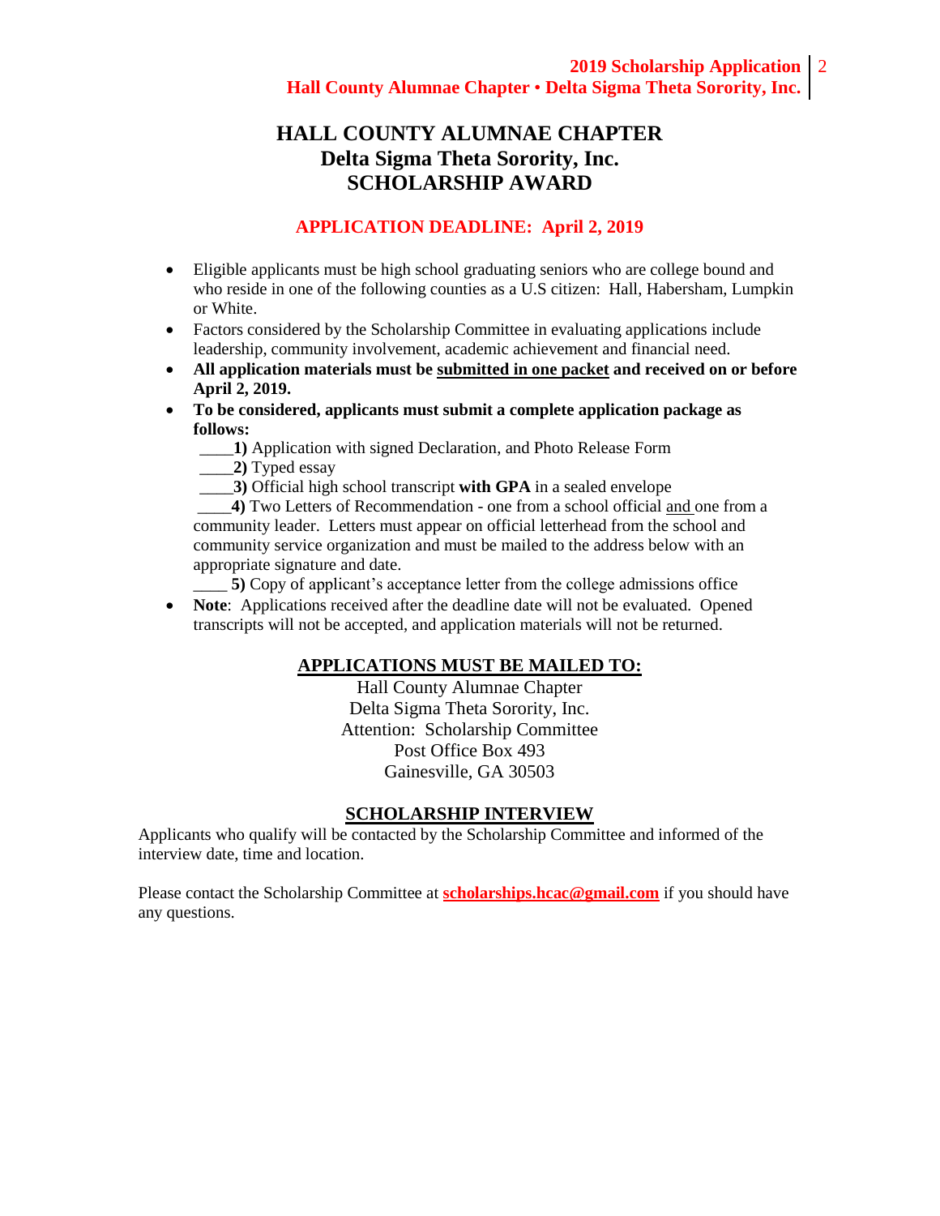# HALL COUNTY ALUMNAE CHAPTER
# Delta Sigma Theta Sorority, Inc.
# SCHOLARSHIP AWARD

**APPLICATION DEADLINE: April 2, 2019**

- Eligible applicants must be high school graduating seniors who are college bound and who reside in one of the following counties as a U.S citizen: Hall, Habersham, Lumpkin or White.
- Factors considered by the Scholarship Committee in evaluating applications include leadership, community involvement, academic achievement and financial need.
- **All application materials must be <u>submitted in one packet</u> and received on or before April 2, 2019.**
- **To be considered, applicants must submit a complete application package as follows:**

  ____**1)** Application with signed Declaration, and Photo Release Form

  ____**2)** Typed essay

  ____**3)** Official high school transcript **with GPA** in a sealed envelope

  ____**4)** Two Letters of Recommendation - one from a school official <u>and</u> one from a community leader. Letters must appear on official letterhead from the school and community service organization and must be mailed to the address below with an appropriate signature and date.

  ____ **5)** Copy of applicant's acceptance letter from the college admissions office
- **Note**: Applications received after the deadline date will not be evaluated. Opened transcripts will not be accepted, and application materials will not be returned.

## APPLICATIONS MUST BE MAILED TO:

Hall County Alumnae Chapter
Delta Sigma Theta Sorority, Inc.
Attention: Scholarship Committee
Post Office Box 493
Gainesville, GA 30503

## SCHOLARSHIP INTERVIEW

Applicants who qualify will be contacted by the Scholarship Committee and informed of the interview date, time and location.

Please contact the Scholarship Committee at **scholarships.hcac@gmail.com** if you should have any questions.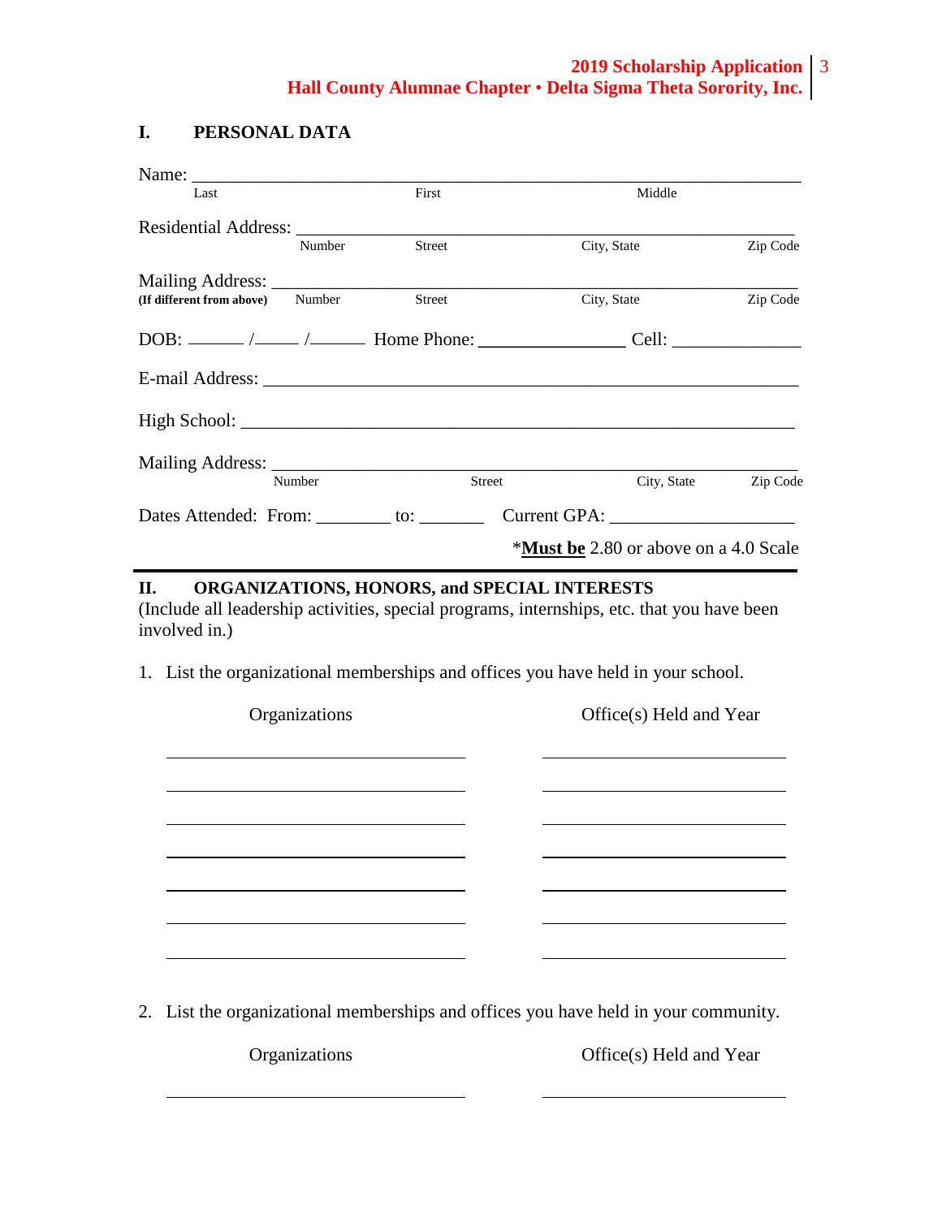## I. PERSONAL DATA

Name: ___________________________________________________________________
Last First Middle

Residential Address: ______________________________________________________
Number Street City, State Zip Code

Mailing Address: _________________________________________________________
**(If different from above)** Number Street City, State Zip Code

DOB: ______ /_____ /______ Home Phone: ________________ Cell: ______________

E-mail Address: ___________________________________________________________

High School: _____________________________________________________________

Mailing Address: _________________________________________________________
Number Street City, State Zip Code

Dates Attended: From: ________ to: _______ Current GPA: ____________________

*__**Must be**__ 2.80 or above on a 4.0 Scale

---

## II. ORGANIZATIONS, HONORS, and SPECIAL INTERESTS

(Include all leadership activities, special programs, internships, etc. that you have been involved in.)

1. List the organizational memberships and offices you have held in your school.

| Organizations | Office(s) Held and Year |
|---|---|
| | |
| | |
| | |
| | |
| | |
| | |
| | |

2. List the organizational memberships and offices you have held in your community.

| Organizations | Office(s) Held and Year |
|---|---|
| | |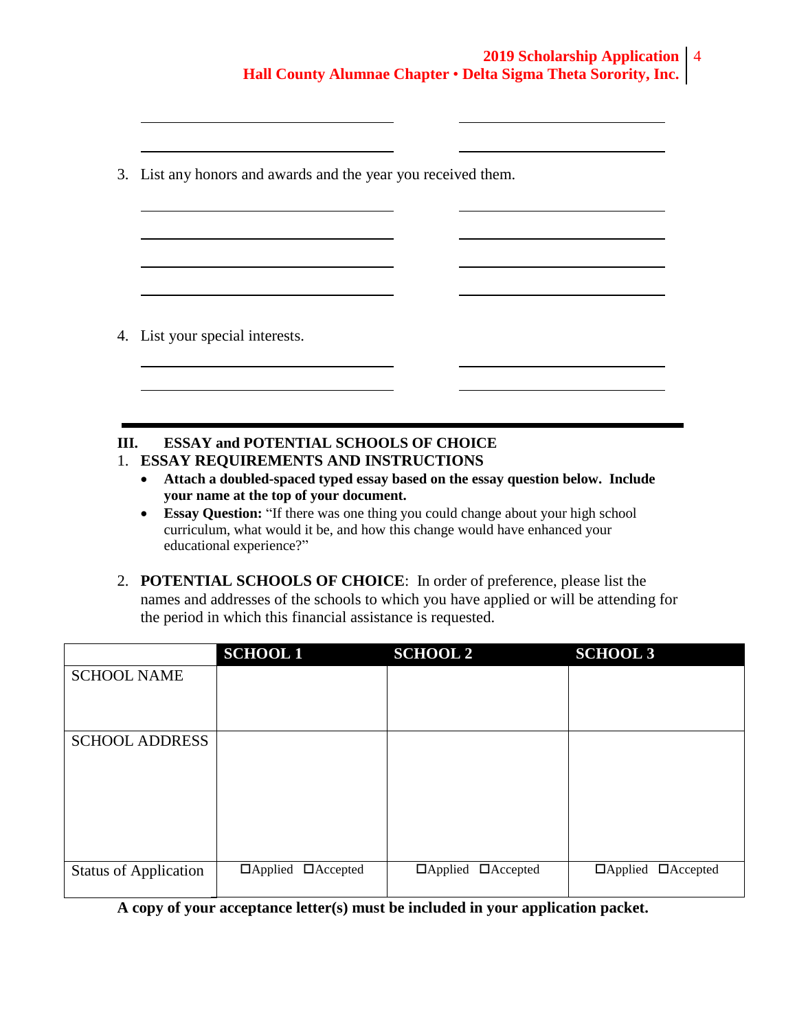3. List any honors and awards and the year you received them.

4. List your special interests.

---

## III. ESSAY and POTENTIAL SCHOOLS OF CHOICE

1. **ESSAY REQUIREMENTS AND INSTRUCTIONS**
   - **Attach a doubled-spaced typed essay based on the essay question below. Include your name at the top of your document.**
   - **Essay Question:** "If there was one thing you could change about your high school curriculum, what would it be, and how this change would have enhanced your educational experience?"

2. **POTENTIAL SCHOOLS OF CHOICE**: In order of preference, please list the names and addresses of the schools to which you have applied or will be attending for the period in which this financial assistance is requested.

| | SCHOOL 1 | SCHOOL 2 | SCHOOL 3 |
|---|---|---|---|
| SCHOOL NAME | | | |
| SCHOOL ADDRESS | | | |
| Status of Application | ☐Applied ☐Accepted | ☐Applied ☐Accepted | ☐Applied ☐Accepted |

**A copy of your acceptance letter(s) must be included in your application packet.**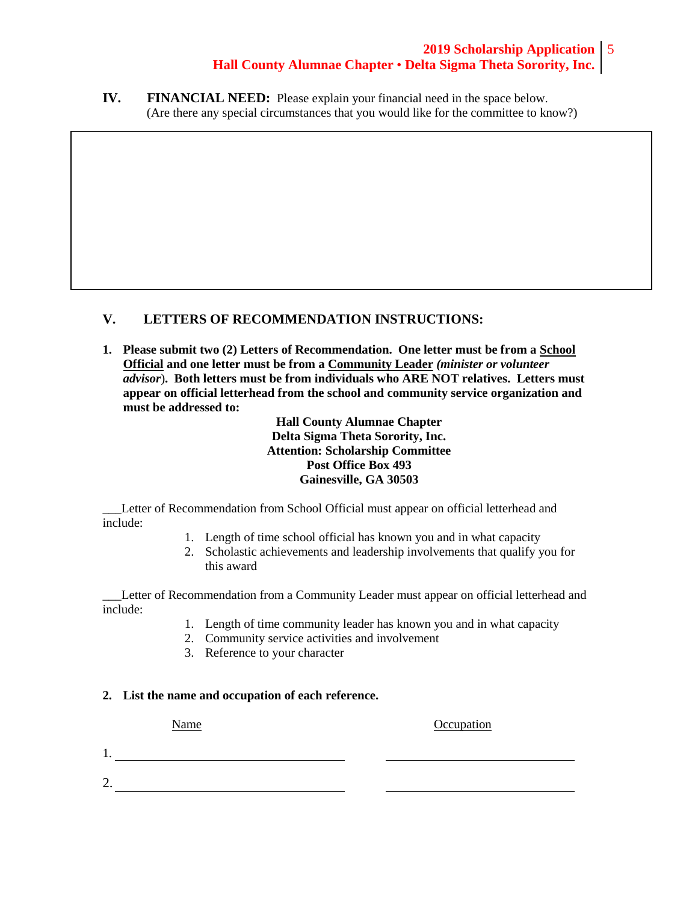**IV. FINANCIAL NEED:** Please explain your financial need in the space below. (Are there any special circumstances that you would like for the committee to know?)

&nbsp;

## V. LETTERS OF RECOMMENDATION INSTRUCTIONS:

1. **Please submit two (2) Letters of Recommendation. One letter must be from a <u>School Official</u> and one letter must be from a <u>Community Leader</u> *(minister or volunteer advisor)*. Both letters must be from individuals who ARE NOT relatives. Letters must appear on official letterhead from the school and community service organization and must be addressed to:**

**Hall County Alumnae Chapter**
**Delta Sigma Theta Sorority, Inc.**
**Attention: Scholarship Committee**
**Post Office Box 493**
**Gainesville, GA 30503**

___Letter of Recommendation from School Official must appear on official letterhead and include:

1. Length of time school official has known you and in what capacity
2. Scholastic achievements and leadership involvements that qualify you for this award

___Letter of Recommendation from a Community Leader must appear on official letterhead and include:

1. Length of time community leader has known you and in what capacity
2. Community service activities and involvement
3. Reference to your character

2. **List the name and occupation of each reference.**

| | Name | Occupation |
|---|---|---|
| 1. | ______________________________ | ______________________________ |
| 2. | ______________________________ | ______________________________ |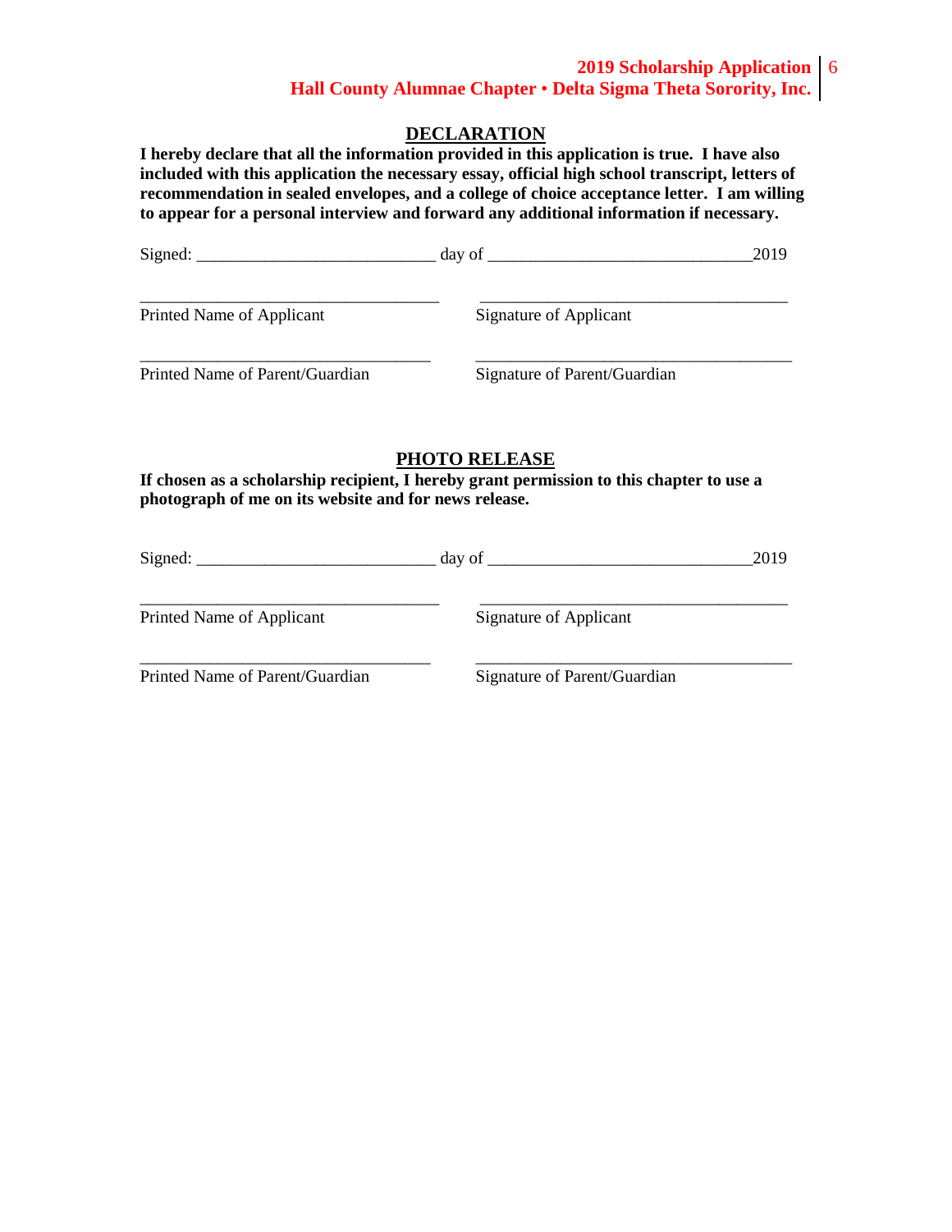## DECLARATION

**I hereby declare that all the information provided in this application is true. I have also included with this application the necessary essay, official high school transcript, letters of recommendation in sealed envelopes, and a college of choice acceptance letter. I am willing to appear for a personal interview and forward any additional information if necessary.**

Signed: ____________________________ day of ______________________________2019

___________________________________ ____________________________________

Printed Name of Applicant Signature of Applicant

___________________________________ ____________________________________

Printed Name of Parent/Guardian Signature of Parent/Guardian

## PHOTO RELEASE

**If chosen as a scholarship recipient, I hereby grant permission to this chapter to use a photograph of me on its website and for news release.**

Signed: ____________________________ day of ______________________________2019

___________________________________ ____________________________________

Printed Name of Applicant Signature of Applicant

___________________________________ ____________________________________

Printed Name of Parent/Guardian Signature of Parent/Guardian